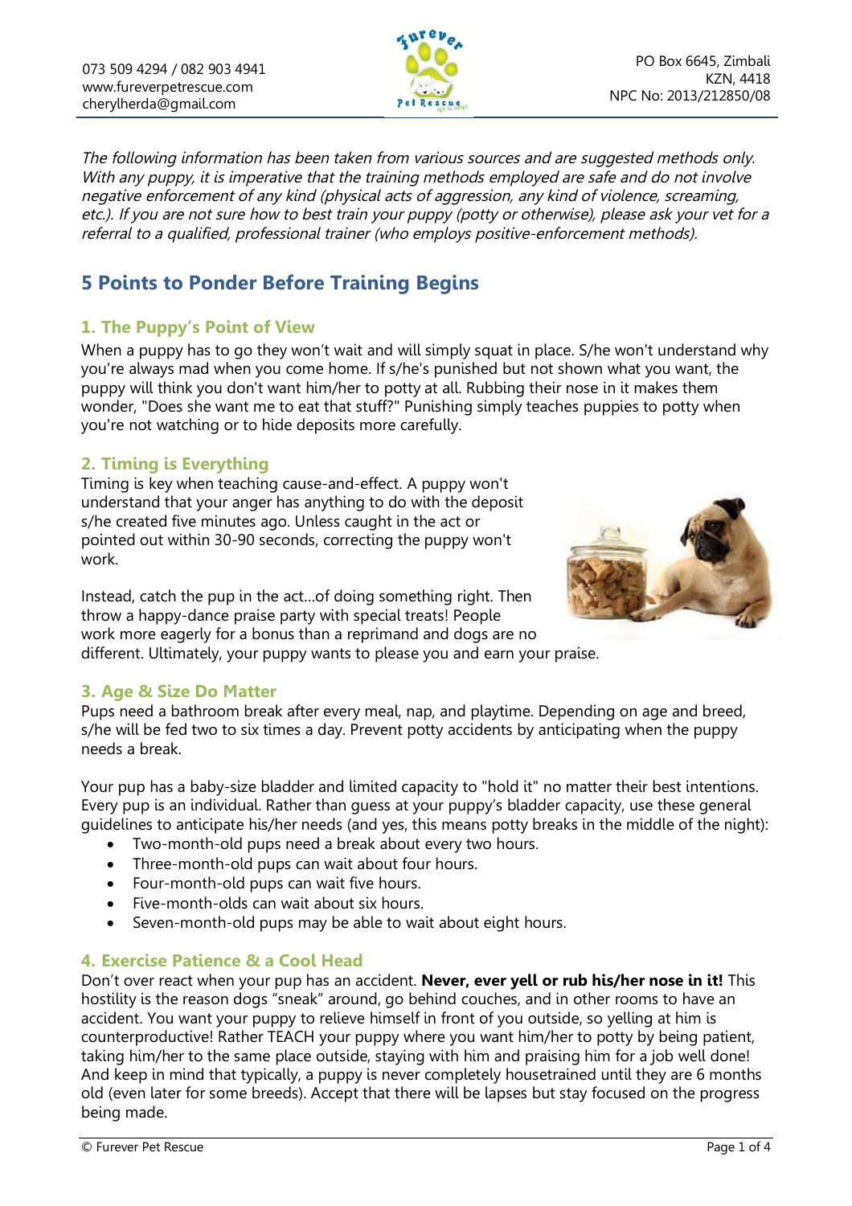073 509 4294 / 082 903 4941
www.fureverpetrescue.com
cherylherda@gmail.com

PO Box 6645, Zimbali
KZN, 4418
NPC No: 2013/212850/08

*The following information has been taken from various sources and are suggested methods only. With any puppy, it is imperative that the training methods employed are safe and do not involve negative enforcement of any kind (physical acts of aggression, any kind of violence, screaming, etc.). If you are not sure how to best train your puppy (potty or otherwise), please ask your vet for a referral to a qualified, professional trainer (who employs positive-enforcement methods).*

## 5 Points to Ponder Before Training Begins

### 1. The Puppy's Point of View

When a puppy has to go they won't wait and will simply squat in place. S/he won't understand why you're always mad when you come home. If s/he's punished but not shown what you want, the puppy will think you don't want him/her to potty at all. Rubbing their nose in it makes them wonder, "Does she want me to eat that stuff?" Punishing simply teaches puppies to potty when you're not watching or to hide deposits more carefully.

### 2. Timing is Everything

Timing is key when teaching cause-and-effect. A puppy won't understand that your anger has anything to do with the deposit s/he created five minutes ago. Unless caught in the act or pointed out within 30-90 seconds, correcting the puppy won't work.

Instead, catch the pup in the act...of doing something right. Then throw a happy-dance praise party with special treats! People work more eagerly for a bonus than a reprimand and dogs are no different. Ultimately, your puppy wants to please you and earn your praise.

### 3. Age & Size Do Matter

Pups need a bathroom break after every meal, nap, and playtime. Depending on age and breed, s/he will be fed two to six times a day. Prevent potty accidents by anticipating when the puppy needs a break.

Your pup has a baby-size bladder and limited capacity to "hold it" no matter their best intentions. Every pup is an individual. Rather than guess at your puppy's bladder capacity, use these general guidelines to anticipate his/her needs (and yes, this means potty breaks in the middle of the night):

- Two-month-old pups need a break about every two hours.
- Three-month-old pups can wait about four hours.
- Four-month-old pups can wait five hours.
- Five-month-olds can wait about six hours.
- Seven-month-old pups may be able to wait about eight hours.

### 4. Exercise Patience & a Cool Head

Don't over react when your pup has an accident. **Never, ever yell or rub his/her nose in it!** This hostility is the reason dogs "sneak" around, go behind couches, and in other rooms to have an accident. You want your puppy to relieve himself in front of you outside, so yelling at him is counterproductive! Rather TEACH your puppy where you want him/her to potty by being patient, taking him/her to the same place outside, staying with him and praising him for a job well done! And keep in mind that typically, a puppy is never completely housetrained until they are 6 months old (even later for some breeds). Accept that there will be lapses but stay focused on the progress being made.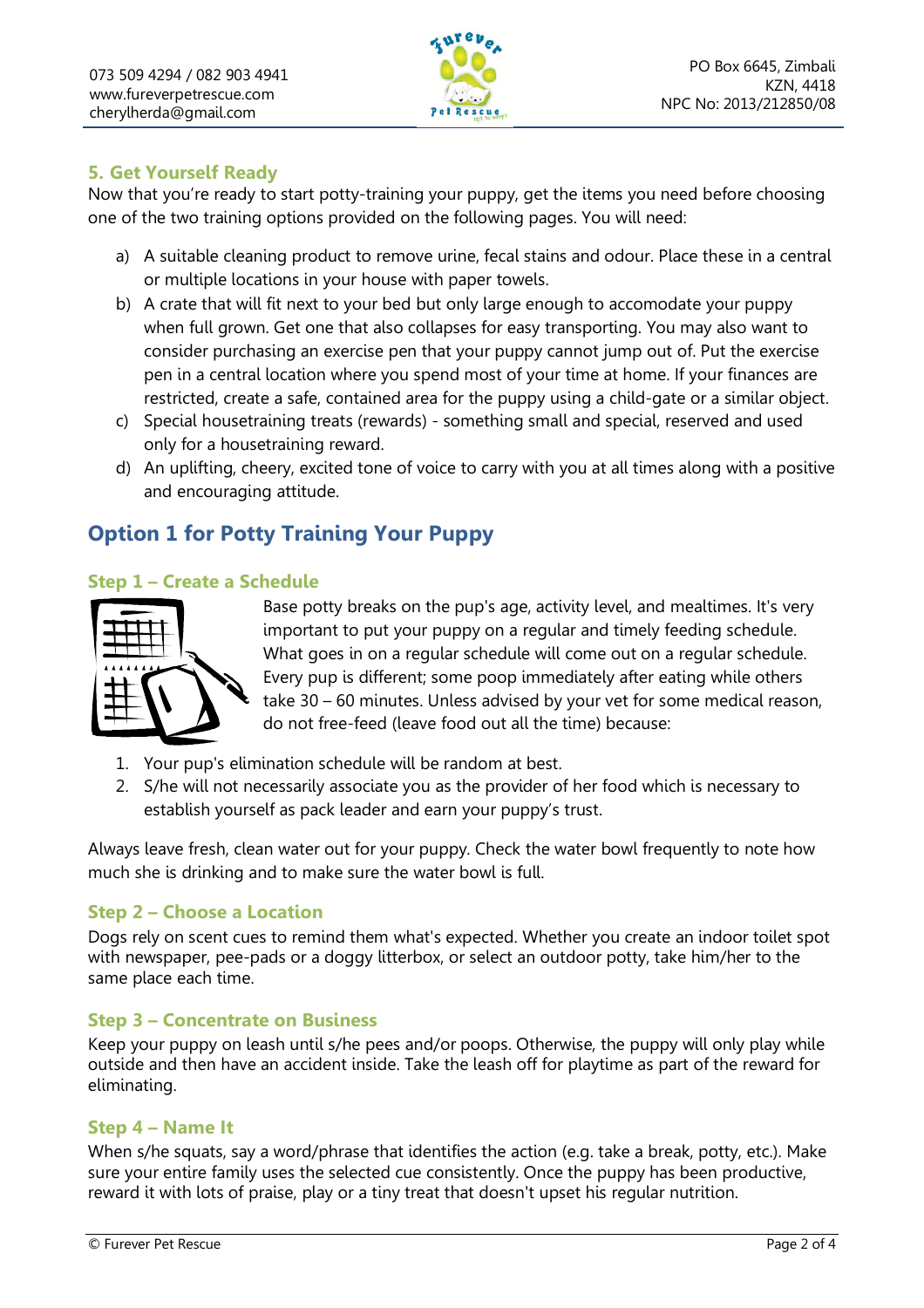## 5. Get Yourself Ready

Now that you're ready to start potty-training your puppy, get the items you need before choosing one of the two training options provided on the following pages. You will need:

a) A suitable cleaning product to remove urine, fecal stains and odour. Place these in a central or multiple locations in your house with paper towels.
b) A crate that will fit next to your bed but only large enough to accomodate your puppy when full grown. Get one that also collapses for easy transporting. You may also want to consider purchasing an exercise pen that your puppy cannot jump out of. Put the exercise pen in a central location where you spend most of your time at home. If your finances are restricted, create a safe, contained area for the puppy using a child-gate or a similar object.
c) Special housetraining treats (rewards) - something small and special, reserved and used only for a housetraining reward.
d) An uplifting, cheery, excited tone of voice to carry with you at all times along with a positive and encouraging attitude.

# Option 1 for Potty Training Your Puppy

### Step 1 – Create a Schedule

Base potty breaks on the pup's age, activity level, and mealtimes. It's very important to put your puppy on a regular and timely feeding schedule. What goes in on a regular schedule will come out on a regular schedule. Every pup is different; some poop immediately after eating while others take 30 – 60 minutes. Unless advised by your vet for some medical reason, do not free-feed (leave food out all the time) because:

1. Your pup's elimination schedule will be random at best.
2. S/he will not necessarily associate you as the provider of her food which is necessary to establish yourself as pack leader and earn your puppy's trust.

Always leave fresh, clean water out for your puppy. Check the water bowl frequently to note how much she is drinking and to make sure the water bowl is full.

### Step 2 – Choose a Location

Dogs rely on scent cues to remind them what's expected. Whether you create an indoor toilet spot with newspaper, pee-pads or a doggy litterbox, or select an outdoor potty, take him/her to the same place each time.

### Step 3 – Concentrate on Business

Keep your puppy on leash until s/he pees and/or poops. Otherwise, the puppy will only play while outside and then have an accident inside. Take the leash off for playtime as part of the reward for eliminating.

### Step 4 – Name It

When s/he squats, say a word/phrase that identifies the action (e.g. take a break, potty, etc.). Make sure your entire family uses the selected cue consistently. Once the puppy has been productive, reward it with lots of praise, play or a tiny treat that doesn't upset his regular nutrition.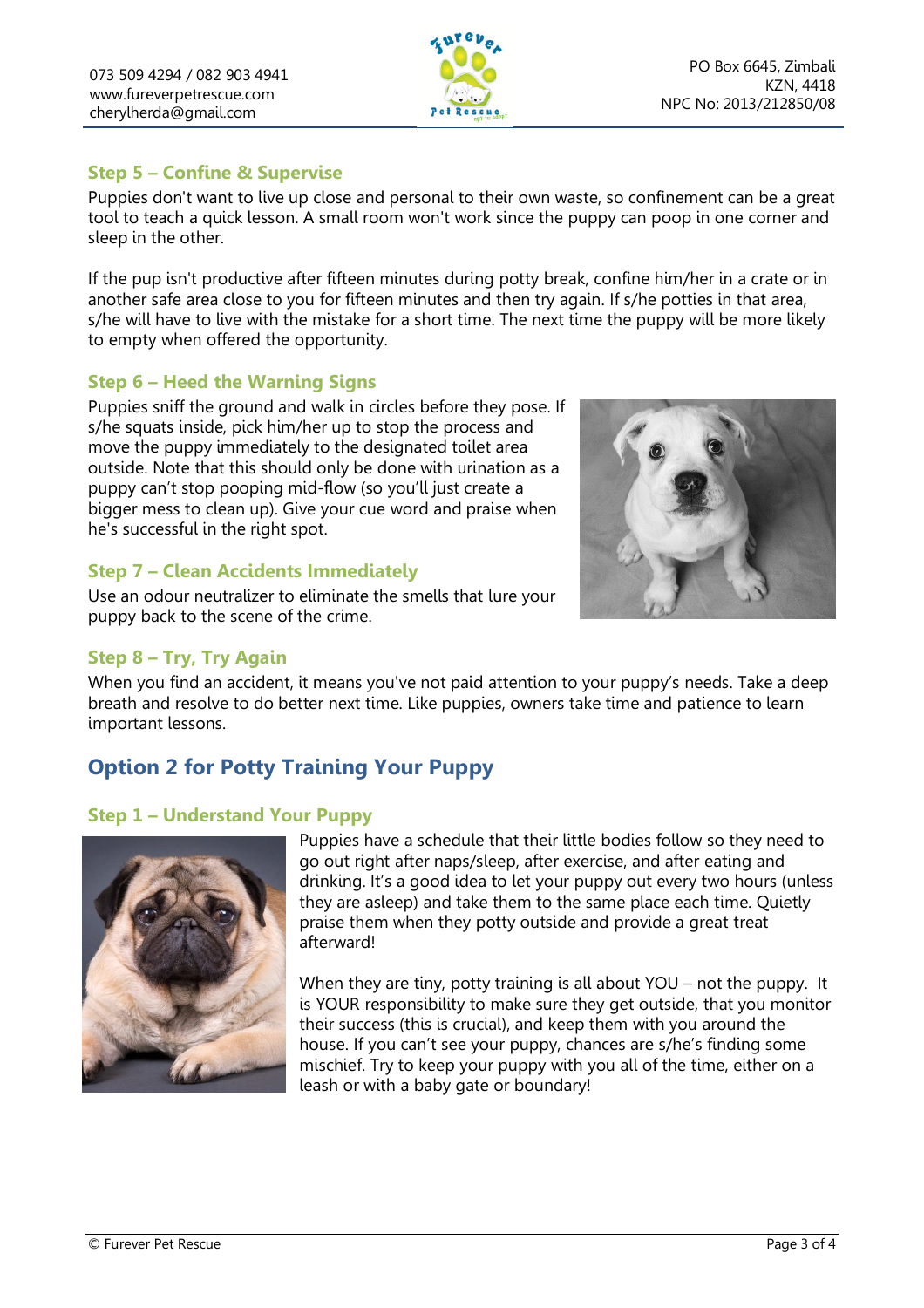### Step 5 – Confine & Supervise

Puppies don't want to live up close and personal to their own waste, so confinement can be a great tool to teach a quick lesson. A small room won't work since the puppy can poop in one corner and sleep in the other.

If the pup isn't productive after fifteen minutes during potty break, confine him/her in a crate or in another safe area close to you for fifteen minutes and then try again. If s/he potties in that area, s/he will have to live with the mistake for a short time. The next time the puppy will be more likely to empty when offered the opportunity.

### Step 6 – Heed the Warning Signs

Puppies sniff the ground and walk in circles before they pose. If s/he squats inside, pick him/her up to stop the process and move the puppy immediately to the designated toilet area outside. Note that this should only be done with urination as a puppy can't stop pooping mid-flow (so you'll just create a bigger mess to clean up). Give your cue word and praise when he's successful in the right spot.

### Step 7 – Clean Accidents Immediately

Use an odour neutralizer to eliminate the smells that lure your puppy back to the scene of the crime.

### Step 8 – Try, Try Again

When you find an accident, it means you've not paid attention to your puppy's needs. Take a deep breath and resolve to do better next time. Like puppies, owners take time and patience to learn important lessons.

## Option 2 for Potty Training Your Puppy

### Step 1 – Understand Your Puppy

Puppies have a schedule that their little bodies follow so they need to go out right after naps/sleep, after exercise, and after eating and drinking. It's a good idea to let your puppy out every two hours (unless they are asleep) and take them to the same place each time. Quietly praise them when they potty outside and provide a great treat afterward!

When they are tiny, potty training is all about YOU – not the puppy. It is YOUR responsibility to make sure they get outside, that you monitor their success (this is crucial), and keep them with you around the house. If you can't see your puppy, chances are s/he's finding some mischief. Try to keep your puppy with you all of the time, either on a leash or with a baby gate or boundary!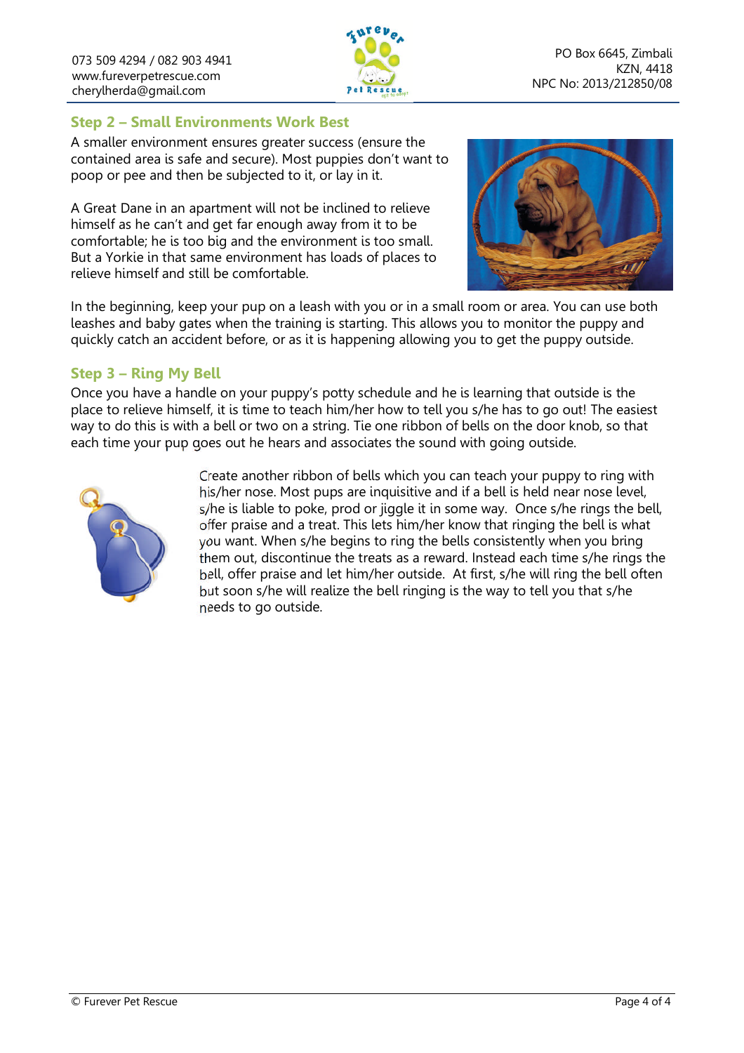## Step 2 – Small Environments Work Best

A smaller environment ensures greater success (ensure the contained area is safe and secure). Most puppies don't want to poop or pee and then be subjected to it, or lay in it.

A Great Dane in an apartment will not be inclined to relieve himself as he can't and get far enough away from it to be comfortable; he is too big and the environment is too small. But a Yorkie in that same environment has loads of places to relieve himself and still be comfortable.

In the beginning, keep your pup on a leash with you or in a small room or area. You can use both leashes and baby gates when the training is starting. This allows you to monitor the puppy and quickly catch an accident before, or as it is happening allowing you to get the puppy outside.

## Step 3 – Ring My Bell

Once you have a handle on your puppy's potty schedule and he is learning that outside is the place to relieve himself, it is time to teach him/her how to tell you s/he has to go out! The easiest way to do this is with a bell or two on a string. Tie one ribbon of bells on the door knob, so that each time your pup goes out he hears and associates the sound with going outside.

Create another ribbon of bells which you can teach your puppy to ring with his/her nose. Most pups are inquisitive and if a bell is held near nose level, s/he is liable to poke, prod or jiggle it in some way. Once s/he rings the bell, offer praise and a treat. This lets him/her know that ringing the bell is what you want. When s/he begins to ring the bells consistently when you bring them out, discontinue the treats as a reward. Instead each time s/he rings the bell, offer praise and let him/her outside. At first, s/he will ring the bell often but soon s/he will realize the bell ringing is the way to tell you that s/he needs to go outside.